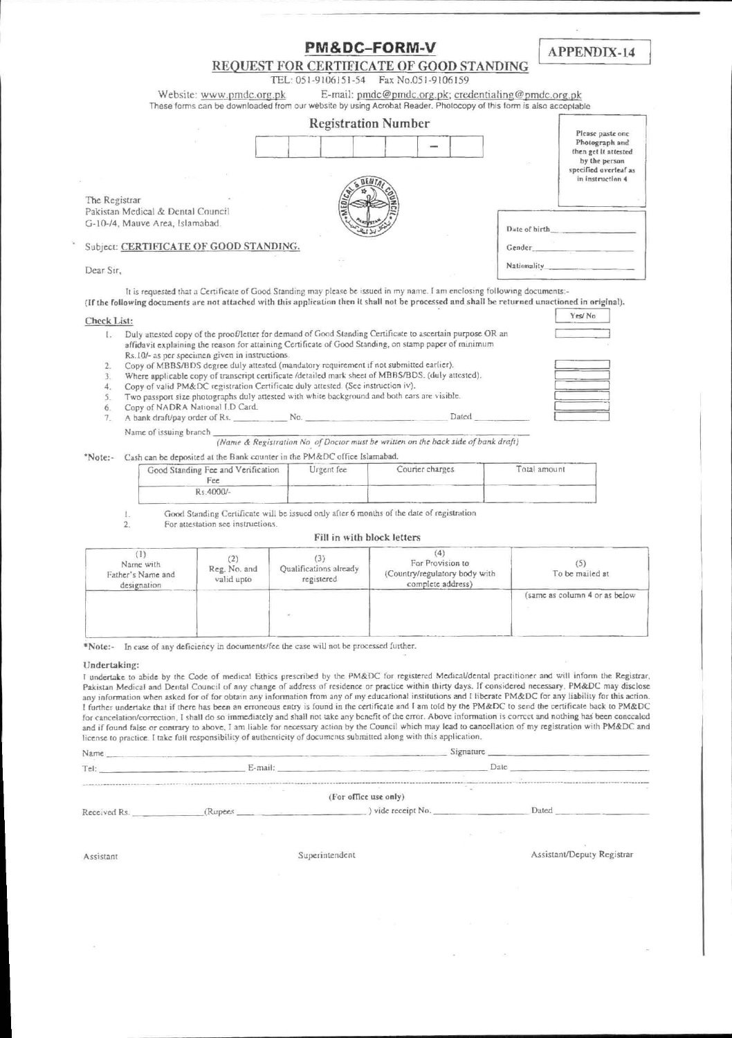# PM&DC-FORM-V

**APPENDIX-14**

## REQUEST FOR CERTIFICATE OF GOOD STANDING

TEL: 051-9106151-54 Fax No.051-9106159

Website: www.pmdc.org.pk E-mail: pmdc@pmdc.org.pk; credentialing@pmdc.org.pk

These forms can be downloaded from our website by using Acrobat Reader. Photocopy of this form is also acceptable

**Registration Number**

| | | | | | | | |
|---|---|---|---|---|---|---|---|
| | | | | | – | | |

Please paste one Photograph and then get it attested by the person specified overleaf as in instruction 4

The Registrar
Pakistan Medical & Dental Council
G-10-/4, Mauve Area, Islamabad.

Date of birth ____________

Gender ____________

Nationality ____________

Subject: **CERTIFICATE OF GOOD STANDING.**

Dear Sir,

It is requested that a Certificate of Good Standing may please be issued in my name. I am enclosing following documents:-

**(If the following documents are not attached with this application then it shall not be processed and shall be returned unactioned in original).**

**Check List:** Yes/ No

1. Duly attested copy of the proof/letter for demand of Good Standing Certificate to ascertain purpose OR an affidavit explaining the reason for attaining Certificate of Good Standing, on stamp paper of minimum Rs.10/- as per specimen given in instructions. [ ]
2. Copy of MBBS/BDS degree duly attested (mandatory requirement if not submitted earlier). [ ]
3. Where applicable copy of transcript certificate /detailed mark sheet of MBBS/BDS. (duly attested). [ ]
4. Copy of valid PM&DC registration Certificate duly attested. (See instruction iv). [ ]
5. Two passport size photographs duly attested with white background and both ears are visible. [ ]
6. Copy of NADRA National I.D Card. [ ]
7. A bank draft/pay order of Rs. ________ No. ________________ Dated ________ [ ]

Name of issuing branch ________________________________

*(Name & Registration No. of Doctor must be written on the back side of bank draft)*

*Note:- Cash can be deposited at the Bank counter in the PM&DC office Islamabad.

| Good Standing Fee and Verification Fee | Urgent fee | Courier charges | Total amount |
|---|---|---|---|
| Rs.4000/- | | | |

1. Good Standing Certificate will be issued only after 6 months of the date of registration
2. For attestation see instructions.

**Fill in with block letters**

| (1) Name with Father's Name and designation | (2) Reg. No. and valid upto | (3) Qualifications already registered | (4) For Provision to (Country/regulatory body with complete address) | (5) To be mailed at |
|---|---|---|---|---|
| | | | | (same as column 4 or as below |

*Note:- In case of any deficiency in documents/fee the case will not be processed further.

**Undertaking:**

I undertake to abide by the Code of medical Ethics prescribed by the PM&DC for registered Medical/dental practitioner and will inform the Registrar, Pakistan Medical and Dental Council of any change of address of residence or practice within thirty days. If considered necessary, PM&DC may disclose any information when asked for of for obtain any information from any of my educational institutions and I liberate PM&DC for any liability for this action. I further undertake that if there has been an erroneous entry is found in the certificate and I am told by the PM&DC to send the certificate back to PM&DC for cancelation/correction, I shall do so immediately and shall not take any benefit of the error. Above information is correct and nothing has been concealed and if found false or contrary to above, I am liable for necessary action by the Council which may lead to cancellation of my registration with PM&DC and license to practice. I take full responsibility of authenticity of documents submitted along with this application.

Name ________________________________ Signature ________________________

Tel: ________________ E-mail: ________________________ Date ________________

(For office use only)

Received Rs. ________ (Rupees ________________) vide receipt No. ____________ Dated ____________

Assistant Superintendent Assistant/Deputy Registrar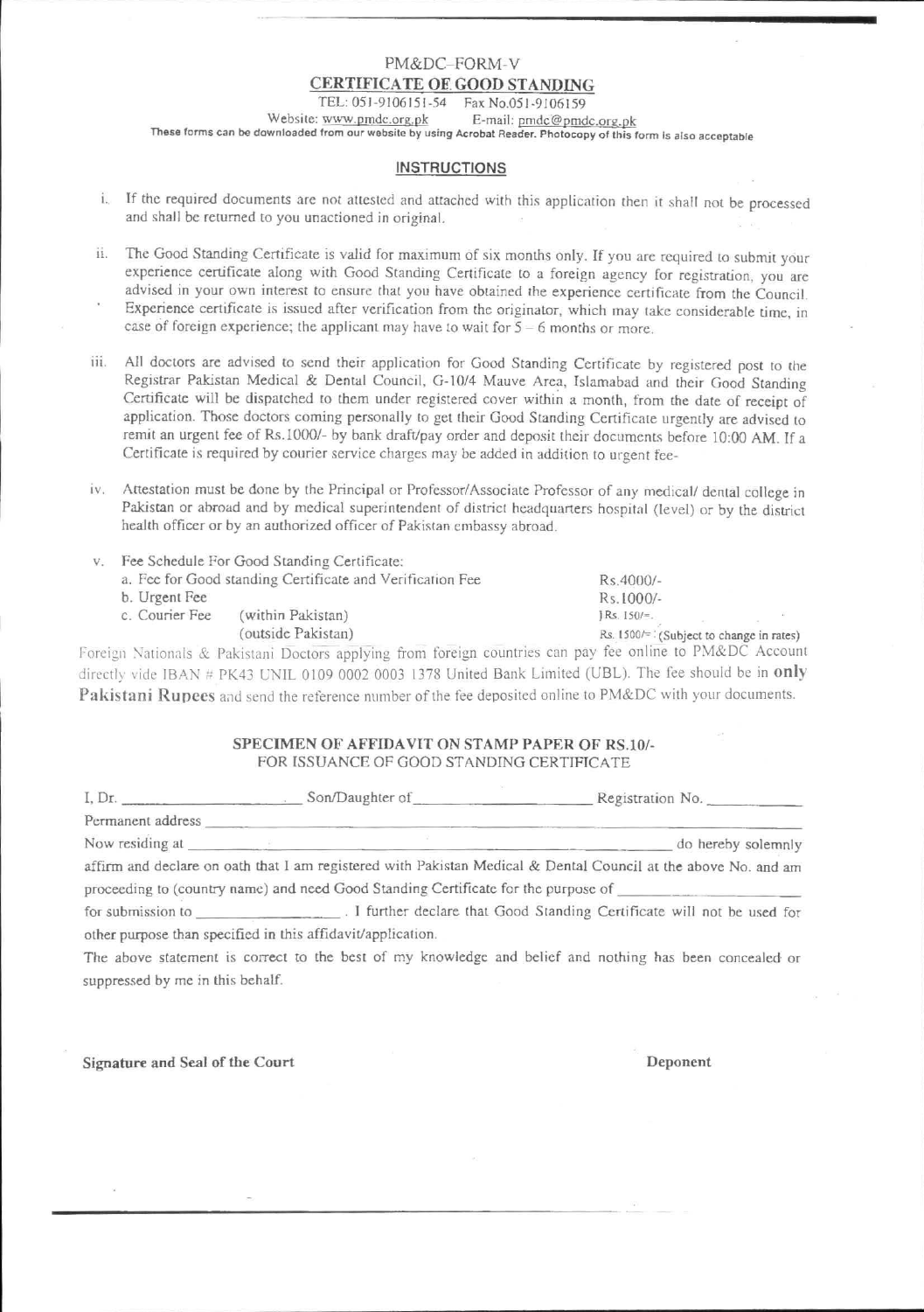# PM&DC–FORM-V

## CERTIFICATE OF GOOD STANDING

TEL: 051-9106151-54 Fax No.051-9106159

Website: www.pmdc.org.pk E-mail: pmdc@pmdc.org.pk

**These forms can be downloaded from our website by using Acrobat Reader. Photocopy of this form is also acceptable**

### INSTRUCTIONS

i. If the required documents are not attested and attached with this application then it shall not be processed and shall be returned to you unactioned in original.

ii. The Good Standing Certificate is valid for maximum of six months only. If you are required to submit your experience certificate along with Good Standing Certificate to a foreign agency for registration, you are advised in your own interest to ensure that you have obtained the experience certificate from the Council. Experience certificate is issued after verification from the originator, which may take considerable time, in case of foreign experience; the applicant may have to wait for 5 – 6 months or more.

iii. All doctors are advised to send their application for Good Standing Certificate by registered post to the Registrar Pakistan Medical & Dental Council, G-10/4 Mauve Area, Islamabad and their Good Standing Certificate will be dispatched to them under registered cover within a month, from the date of receipt of application. Those doctors coming personally to get their Good Standing Certificate urgently are advised to remit an urgent fee of Rs.1000/- by bank draft/pay order and deposit their documents before 10:00 AM. If a Certificate is required by courier service charges may be added in addition to urgent fee-

iv. Attestation must be done by the Principal or Professor/Associate Professor of any medical/ dental college in Pakistan or abroad and by medical superintendent of district headquarters hospital (level) or by the district health officer or by an authorized officer of Pakistan embassy abroad.

v. Fee Schedule For Good Standing Certificate:

| | | |
|---|---|---|
| a. Fee for Good standing Certificate and Verification Fee | | Rs.4000/- |
| b. Urgent Fee | | Rs.1000/- |
| c. Courier Fee | (within Pakistan) | Rs. 150/=. |
| | (outside Pakistan) | Rs. 1500/= (Subject to change in rates) |

Foreign Nationals & Pakistani Doctors applying from foreign countries can pay fee online to PM&DC Account directly vide IBAN # PK43 UNIL 0109 0002 0003 1378 United Bank Limited (UBL). The fee should be in **only Pakistani Rupees** and send the reference number of the fee deposited online to PM&DC with your documents.

### SPECIMEN OF AFFIDAVIT ON STAMP PAPER OF RS.10/-
FOR ISSUANCE OF GOOD STANDING CERTIFICATE

I, Dr. ____________________ Son/Daughter of ____________________ Registration No. __________

Permanent address ______________________________________________________________

Now residing at ______________________________________________________ do hereby solemnly affirm and declare on oath that I am registered with Pakistan Medical & Dental Council at the above No. and am proceeding to (country name) and need Good Standing Certificate for the purpose of ____________________ for submission to ____________________. I further declare that Good Standing Certificate will not be used for other purpose than specified in this affidavit/application.

The above statement is correct to the best of my knowledge and belief and nothing has been concealed or suppressed by me in this behalf.

**Signature and Seal of the Court** **Deponent**